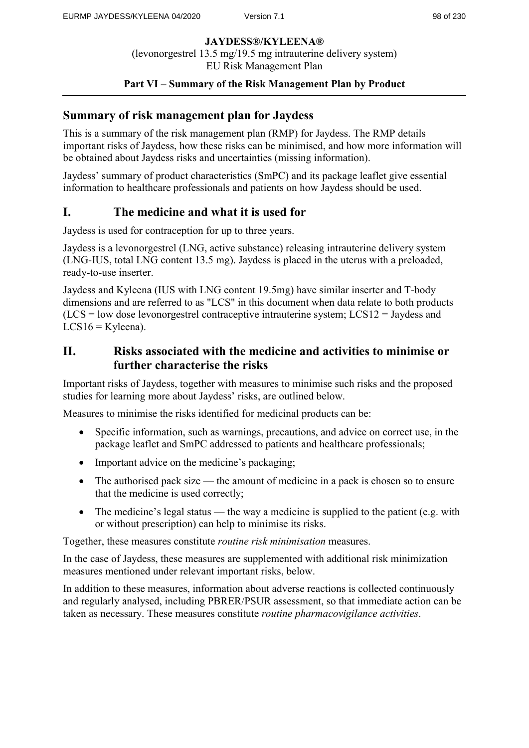**JAYDESS®/KYLEENA®**
(levonorgestrel 13.5 mg/19.5 mg intrauterine delivery system)
EU Risk Management Plan

**Part VI – Summary of the Risk Management Plan by Product**

## Summary of risk management plan for Jaydess

This is a summary of the risk management plan (RMP) for Jaydess. The RMP details important risks of Jaydess, how these risks can be minimised, and how more information will be obtained about Jaydess risks and uncertainties (missing information).

Jaydess' summary of product characteristics (SmPC) and its package leaflet give essential information to healthcare professionals and patients on how Jaydess should be used.

## I. The medicine and what it is used for

Jaydess is used for contraception for up to three years.

Jaydess is a levonorgestrel (LNG, active substance) releasing intrauterine delivery system (LNG-IUS, total LNG content 13.5 mg). Jaydess is placed in the uterus with a preloaded, ready-to-use inserter.

Jaydess and Kyleena (IUS with LNG content 19.5mg) have similar inserter and T-body dimensions and are referred to as "LCS" in this document when data relate to both products (LCS = low dose levonorgestrel contraceptive intrauterine system; LCS12 = Jaydess and LCS16 = Kyleena).

## II. Risks associated with the medicine and activities to minimise or further characterise the risks

Important risks of Jaydess, together with measures to minimise such risks and the proposed studies for learning more about Jaydess' risks, are outlined below.

Measures to minimise the risks identified for medicinal products can be:

- Specific information, such as warnings, precautions, and advice on correct use, in the package leaflet and SmPC addressed to patients and healthcare professionals;
- Important advice on the medicine's packaging;
- The authorised pack size — the amount of medicine in a pack is chosen so to ensure that the medicine is used correctly;
- The medicine's legal status — the way a medicine is supplied to the patient (e.g. with or without prescription) can help to minimise its risks.

Together, these measures constitute *routine risk minimisation* measures.

In the case of Jaydess, these measures are supplemented with additional risk minimization measures mentioned under relevant important risks, below.

In addition to these measures, information about adverse reactions is collected continuously and regularly analysed, including PBRER/PSUR assessment, so that immediate action can be taken as necessary. These measures constitute *routine pharmacovigilance activities*.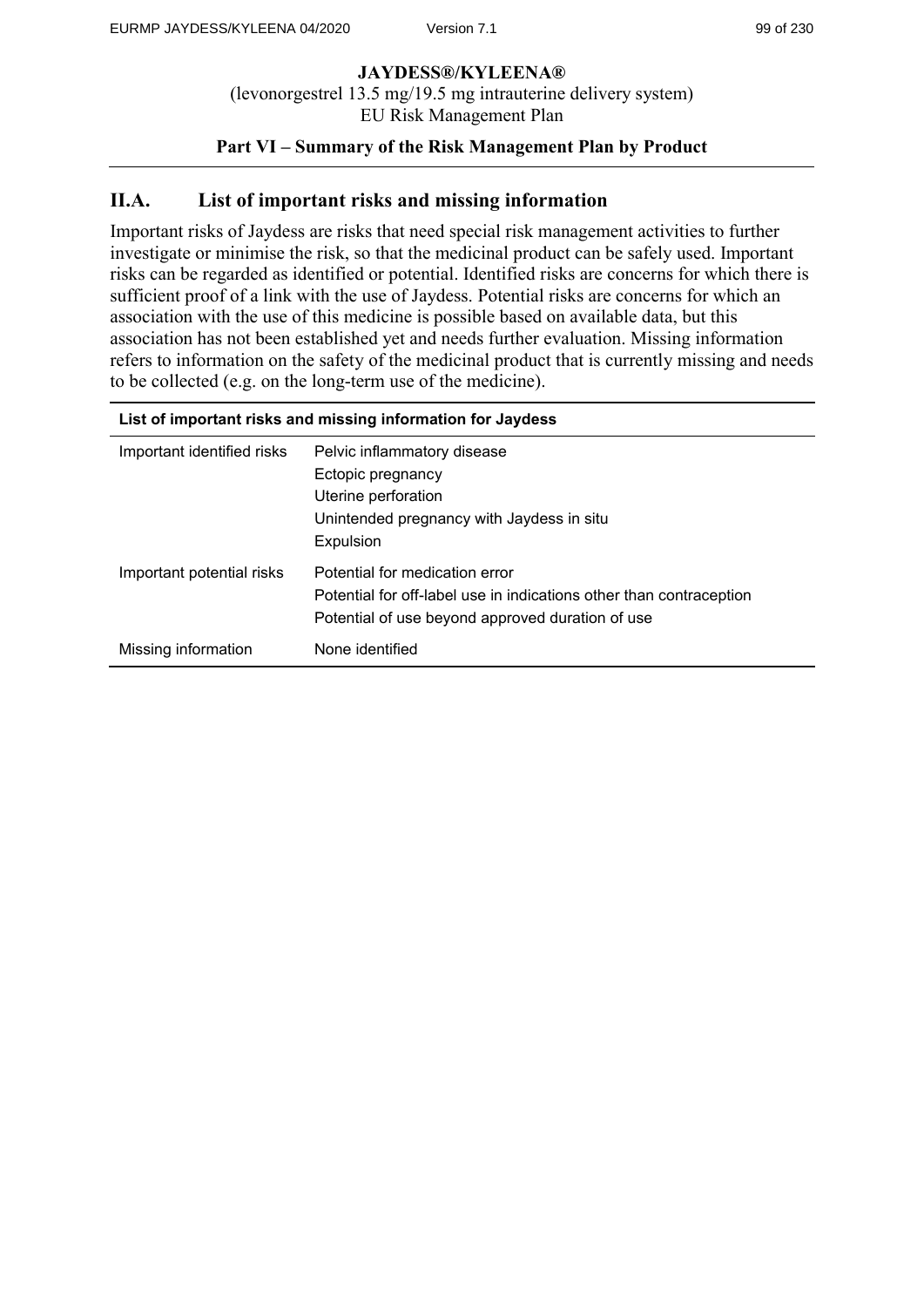## II.A. List of important risks and missing information

Important risks of Jaydess are risks that need special risk management activities to further investigate or minimise the risk, so that the medicinal product can be safely used. Important risks can be regarded as identified or potential. Identified risks are concerns for which there is sufficient proof of a link with the use of Jaydess. Potential risks are concerns for which an association with the use of this medicine is possible based on available data, but this association has not been established yet and needs further evaluation. Missing information refers to information on the safety of the medicinal product that is currently missing and needs to be collected (e.g. on the long-term use of the medicine).

| List of important risks and missing information for Jaydess | |
|---|---|
| Important identified risks | Pelvic inflammatory disease<br>Ectopic pregnancy<br>Uterine perforation<br>Unintended pregnancy with Jaydess in situ<br>Expulsion |
| Important potential risks | Potential for medication error<br>Potential for off-label use in indications other than contraception<br>Potential of use beyond approved duration of use |
| Missing information | None identified |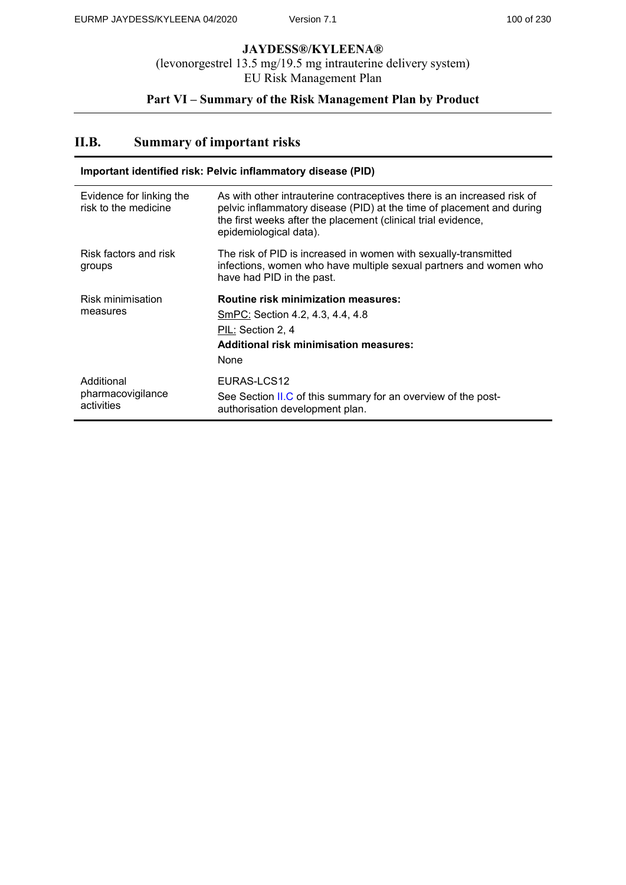## II.B. Summary of important risks

| Important identified risk: Pelvic inflammatory disease (PID) | |
|---|---|
| Evidence for linking the risk to the medicine | As with other intrauterine contraceptives there is an increased risk of pelvic inflammatory disease (PID) at the time of placement and during the first weeks after the placement (clinical trial evidence, epidemiological data). |
| Risk factors and risk groups | The risk of PID is increased in women with sexually-transmitted infections, women who have multiple sexual partners and women who have had PID in the past. |
| Risk minimisation measures | **Routine risk minimization measures:**<br>SmPC: Section 4.2, 4.3, 4.4, 4.8<br>PIL: Section 2, 4<br>**Additional risk minimisation measures:**<br>None |
| Additional pharmacovigilance activities | EURAS-LCS12<br>See Section II.C of this summary for an overview of the post-authorisation development plan. |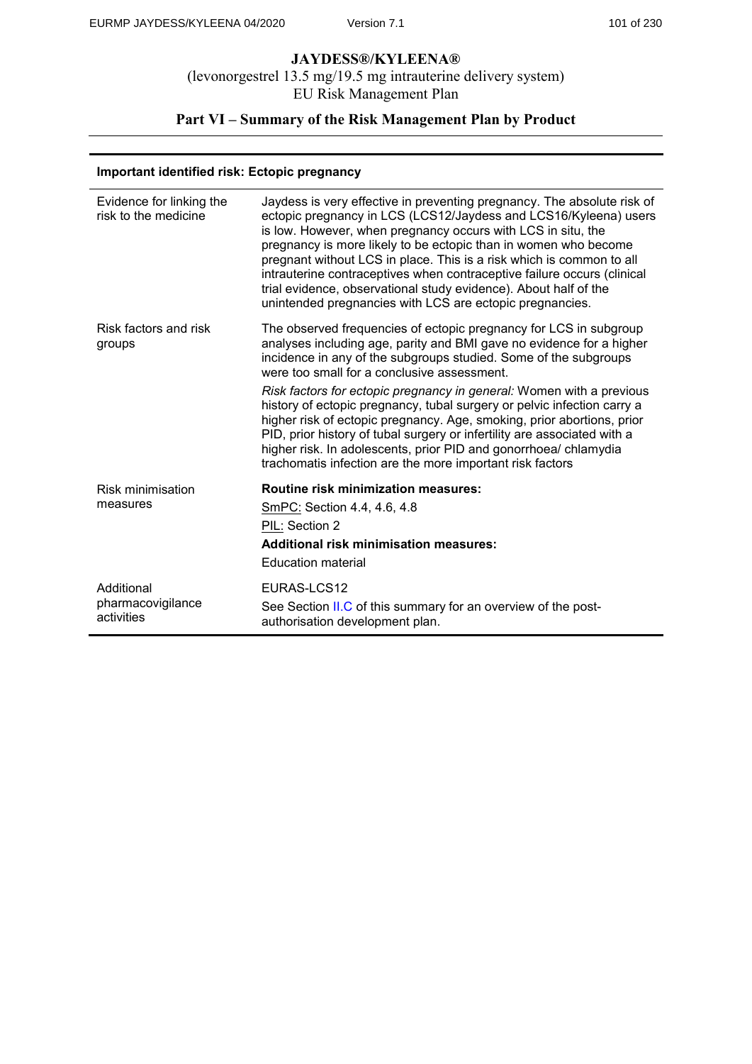# JAYDESS®/KYLEENA®

(levonorgestrel 13.5 mg/19.5 mg intrauterine delivery system)
EU Risk Management Plan

## Part VI – Summary of the Risk Management Plan by Product

| Important identified risk: Ectopic pregnancy | |
|---|---|
| Evidence for linking the risk to the medicine | Jaydess is very effective in preventing pregnancy. The absolute risk of ectopic pregnancy in LCS (LCS12/Jaydess and LCS16/Kyleena) users is low. However, when pregnancy occurs with LCS in situ, the pregnancy is more likely to be ectopic than in women who become pregnant without LCS in place. This is a risk which is common to all intrauterine contraceptives when contraceptive failure occurs (clinical trial evidence, observational study evidence). About half of the unintended pregnancies with LCS are ectopic pregnancies. |
| Risk factors and risk groups | The observed frequencies of ectopic pregnancy for LCS in subgroup analyses including age, parity and BMI gave no evidence for a higher incidence in any of the subgroups studied. Some of the subgroups were too small for a conclusive assessment.<br><br>*Risk factors for ectopic pregnancy in general:* Women with a previous history of ectopic pregnancy, tubal surgery or pelvic infection carry a higher risk of ectopic pregnancy. Age, smoking, prior abortions, prior PID, prior history of tubal surgery or infertility are associated with a higher risk. In adolescents, prior PID and gonorrhoea/ chlamydia trachomatis infection are the more important risk factors |
| Risk minimisation measures | **Routine risk minimization measures:**<br>SmPC: Section 4.4, 4.6, 4.8<br>PIL: Section 2<br>**Additional risk minimisation measures:**<br>Education material |
| Additional pharmacovigilance activities | EURAS-LCS12<br>See Section II.C of this summary for an overview of the post-authorisation development plan. |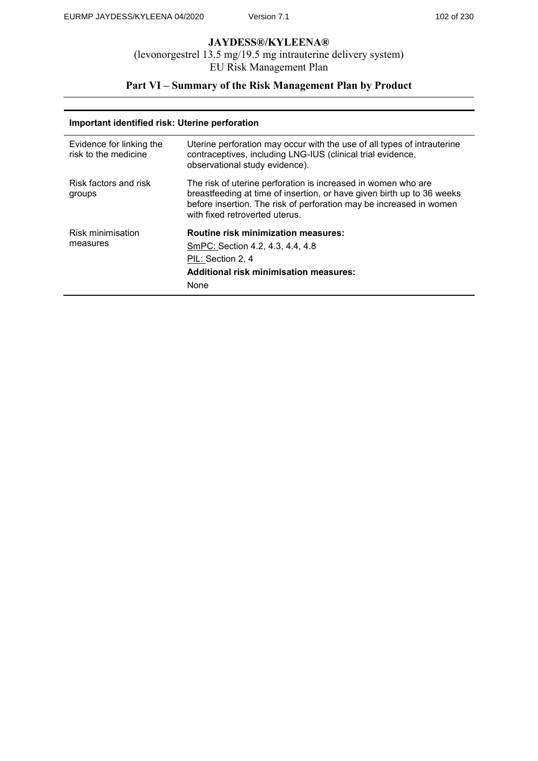# JAYDESS®/KYLEENA®

(levonorgestrel 13.5 mg/19.5 mg intrauterine delivery system)
EU Risk Management Plan

## Part VI – Summary of the Risk Management Plan by Product

| Important identified risk: Uterine perforation | |
|---|---|
| Evidence for linking the risk to the medicine | Uterine perforation may occur with the use of all types of intrauterine contraceptives, including LNG-IUS (clinical trial evidence, observational study evidence). |
| Risk factors and risk groups | The risk of uterine perforation is increased in women who are breastfeeding at time of insertion, or have given birth up to 36 weeks before insertion. The risk of perforation may be increased in women with fixed retroverted uterus. |
| Risk minimisation measures | **Routine risk minimization measures:**<br>SmPC: Section 4.2, 4.3, 4.4, 4.8<br>PIL: Section 2, 4<br>**Additional risk minimisation measures:**<br>None |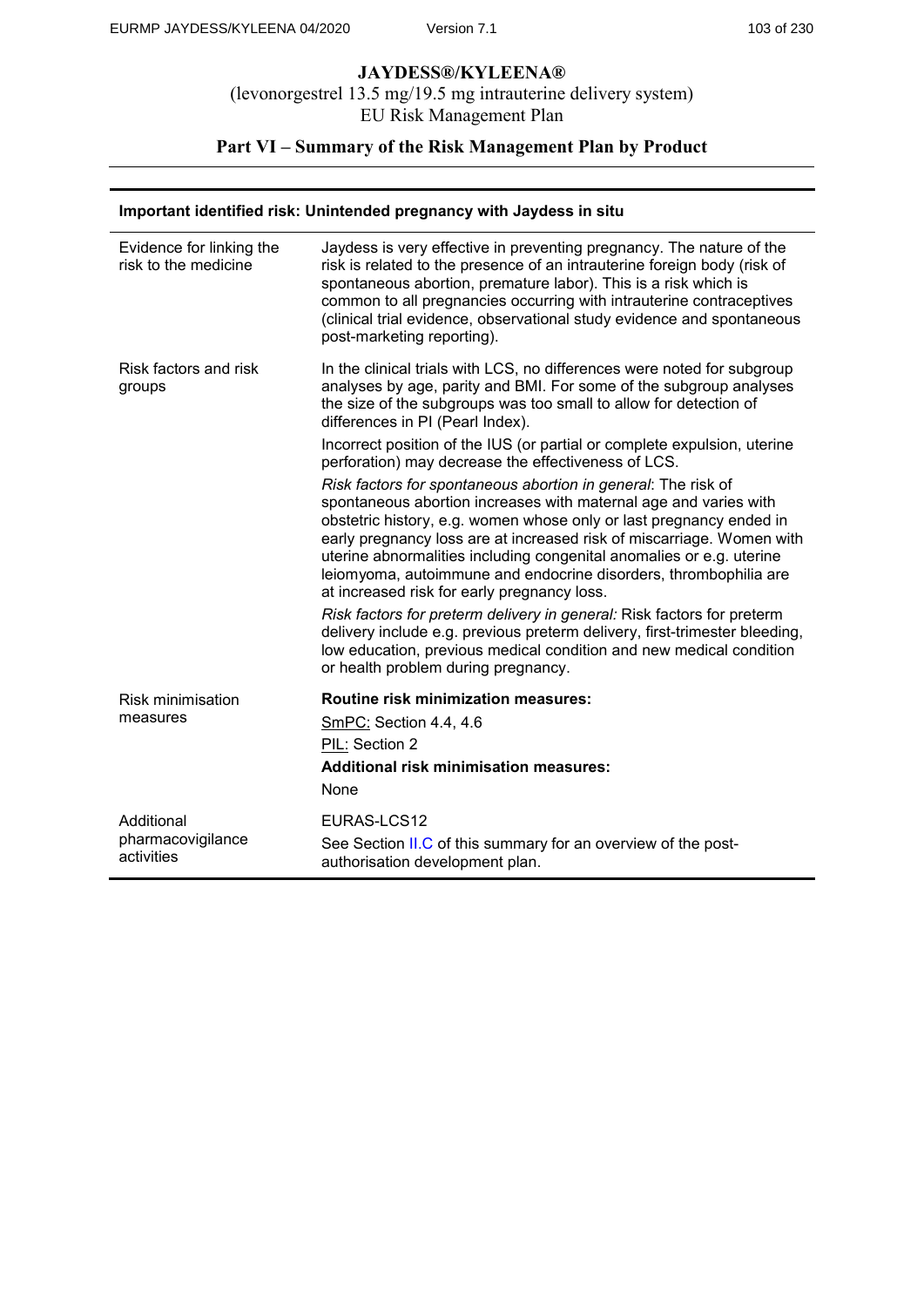# JAYDESS®/KYLEENA®

(levonorgestrel 13.5 mg/19.5 mg intrauterine delivery system)

EU Risk Management Plan

## Part VI – Summary of the Risk Management Plan by Product

| **Important identified risk: Unintended pregnancy with Jaydess in situ** | |
|---|---|
| Evidence for linking the risk to the medicine | Jaydess is very effective in preventing pregnancy. The nature of the risk is related to the presence of an intrauterine foreign body (risk of spontaneous abortion, premature labor). This is a risk which is common to all pregnancies occurring with intrauterine contraceptives (clinical trial evidence, observational study evidence and spontaneous post-marketing reporting). |
| Risk factors and risk groups | In the clinical trials with LCS, no differences were noted for subgroup analyses by age, parity and BMI. For some of the subgroup analyses the size of the subgroups was too small to allow for detection of differences in PI (Pearl Index).<br><br>Incorrect position of the IUS (or partial or complete expulsion, uterine perforation) may decrease the effectiveness of LCS.<br><br>*Risk factors for spontaneous abortion in general*: The risk of spontaneous abortion increases with maternal age and varies with obstetric history, e.g. women whose only or last pregnancy ended in early pregnancy loss are at increased risk of miscarriage. Women with uterine abnormalities including congenital anomalies or e.g. uterine leiomyoma, autoimmune and endocrine disorders, thrombophilia are at increased risk for early pregnancy loss.<br><br>*Risk factors for preterm delivery in general:* Risk factors for preterm delivery include e.g. previous preterm delivery, first-trimester bleeding, low education, previous medical condition and new medical condition or health problem during pregnancy. |
| Risk minimisation measures | **Routine risk minimization measures:**<br>SmPC: Section 4.4, 4.6<br>PIL: Section 2<br>**Additional risk minimisation measures:**<br>None |
| Additional pharmacovigilance activities | EURAS-LCS12<br>See Section II.C of this summary for an overview of the post-authorisation development plan. |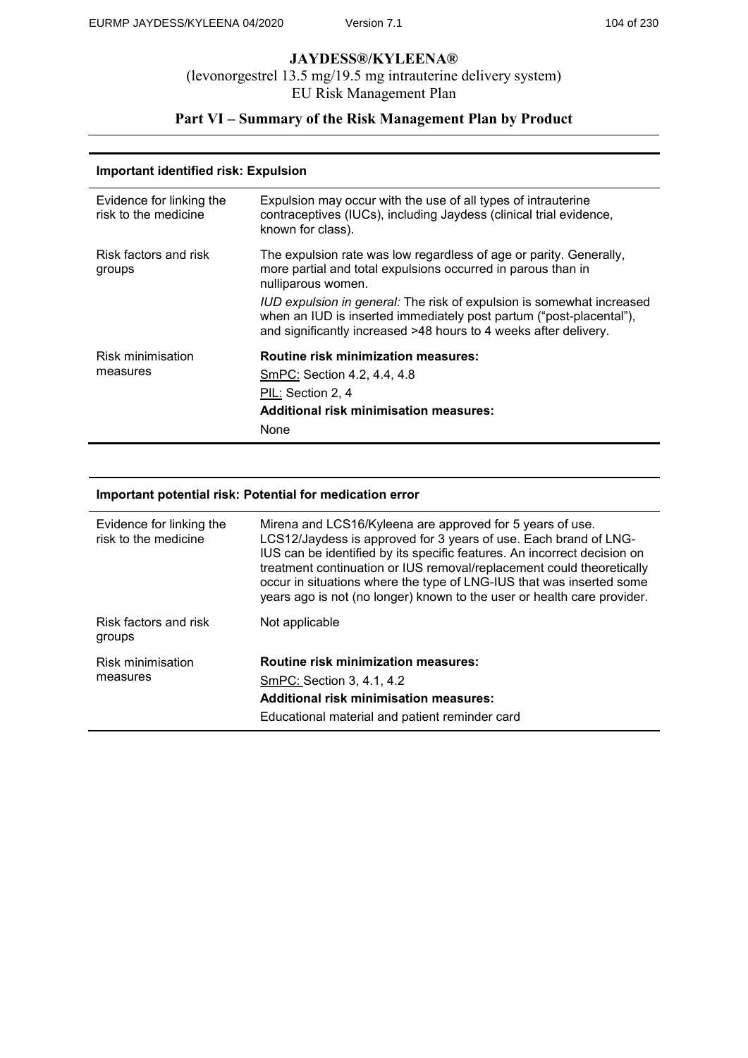# JAYDESS®/KYLEENA®

(levonorgestrel 13.5 mg/19.5 mg intrauterine delivery system)
EU Risk Management Plan

## Part VI – Summary of the Risk Management Plan by Product

| **Important identified risk: Expulsion** | |
|---|---|
| Evidence for linking the risk to the medicine | Expulsion may occur with the use of all types of intrauterine contraceptives (IUCs), including Jaydess (clinical trial evidence, known for class). |
| Risk factors and risk groups | The expulsion rate was low regardless of age or parity. Generally, more partial and total expulsions occurred in parous than in nulliparous women.<br>*IUD expulsion in general:* The risk of expulsion is somewhat increased when an IUD is inserted immediately post partum ("post-placental"), and significantly increased >48 hours to 4 weeks after delivery. |
| Risk minimisation measures | **Routine risk minimization measures:**<br>SmPC: Section 4.2, 4.4, 4.8<br>PIL: Section 2, 4<br>**Additional risk minimisation measures:**<br>None |

| **Important potential risk: Potential for medication error** | |
|---|---|
| Evidence for linking the risk to the medicine | Mirena and LCS16/Kyleena are approved for 5 years of use. LCS12/Jaydess is approved for 3 years of use. Each brand of LNG-IUS can be identified by its specific features. An incorrect decision on treatment continuation or IUS removal/replacement could theoretically occur in situations where the type of LNG-IUS that was inserted some years ago is not (no longer) known to the user or health care provider. |
| Risk factors and risk groups | Not applicable |
| Risk minimisation measures | **Routine risk minimization measures:**<br>SmPC: Section 3, 4.1, 4.2<br>**Additional risk minimisation measures:**<br>Educational material and patient reminder card |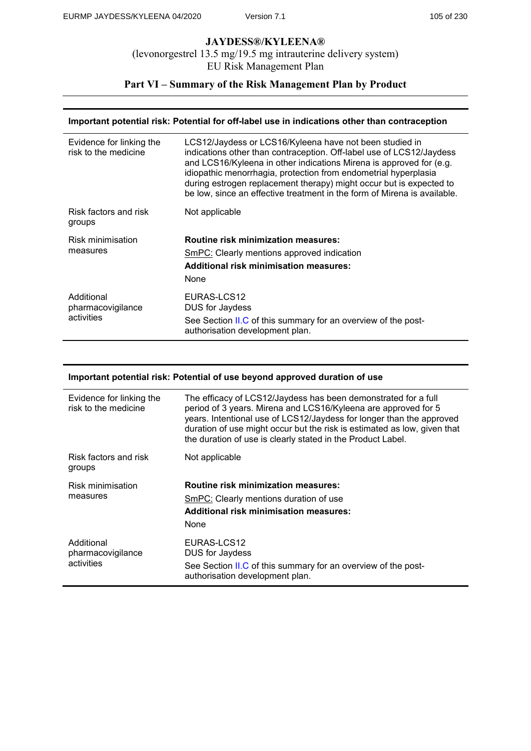# JAYDESS®/KYLEENA®

(levonorgestrel 13.5 mg/19.5 mg intrauterine delivery system)
EU Risk Management Plan

## Part VI – Summary of the Risk Management Plan by Product

| **Important potential risk: Potential for off-label use in indications other than contraception** | |
|---|---|
| Evidence for linking the risk to the medicine | LCS12/Jaydess or LCS16/Kyleena have not been studied in indications other than contraception. Off-label use of LCS12/Jaydess and LCS16/Kyleena in other indications Mirena is approved for (e.g. idiopathic menorrhagia, protection from endometrial hyperplasia during estrogen replacement therapy) might occur but is expected to be low, since an effective treatment in the form of Mirena is available. |
| Risk factors and risk groups | Not applicable |
| Risk minimisation measures | **Routine risk minimization measures:**<br>SmPC: Clearly mentions approved indication<br>**Additional risk minimisation measures:**<br>None |
| Additional pharmacovigilance activities | EURAS-LCS12<br>DUS for Jaydess<br>See Section II.C of this summary for an overview of the post-authorisation development plan. |

| **Important potential risk: Potential of use beyond approved duration of use** | |
|---|---|
| Evidence for linking the risk to the medicine | The efficacy of LCS12/Jaydess has been demonstrated for a full period of 3 years. Mirena and LCS16/Kyleena are approved for 5 years. Intentional use of LCS12/Jaydess for longer than the approved duration of use might occur but the risk is estimated as low, given that the duration of use is clearly stated in the Product Label. |
| Risk factors and risk groups | Not applicable |
| Risk minimisation measures | **Routine risk minimization measures:**<br>SmPC: Clearly mentions duration of use<br>**Additional risk minimisation measures:**<br>None |
| Additional pharmacovigilance activities | EURAS-LCS12<br>DUS for Jaydess<br>See Section II.C of this summary for an overview of the post-authorisation development plan. |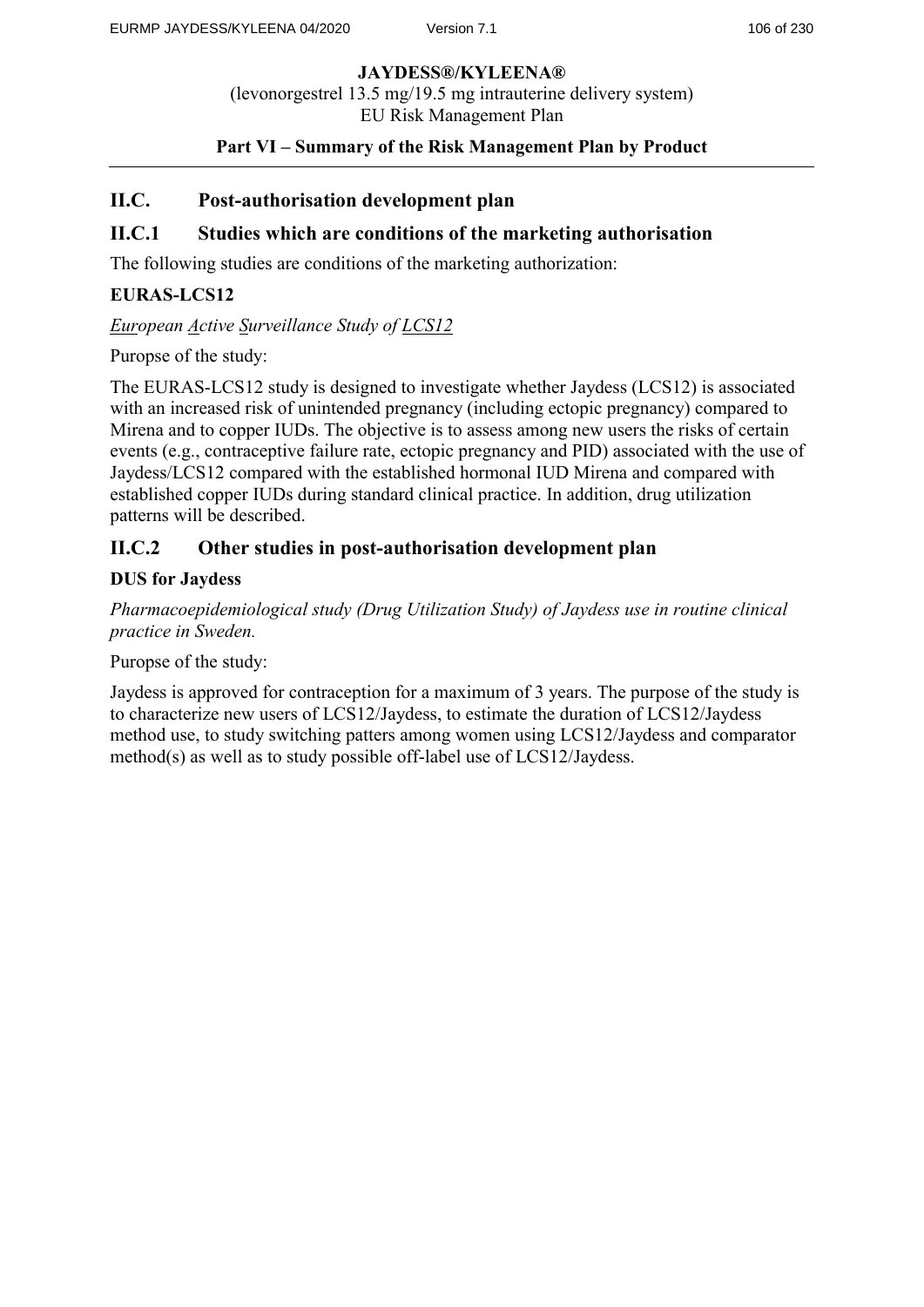## II.C. Post-authorisation development plan

### II.C.1 Studies which are conditions of the marketing authorisation

The following studies are conditions of the marketing authorization:

**EURAS-LCS12**

*European Active Surveillance Study of LCS12*

Puropse of the study:

The EURAS-LCS12 study is designed to investigate whether Jaydess (LCS12) is associated with an increased risk of unintended pregnancy (including ectopic pregnancy) compared to Mirena and to copper IUDs. The objective is to assess among new users the risks of certain events (e.g., contraceptive failure rate, ectopic pregnancy and PID) associated with the use of Jaydess/LCS12 compared with the established hormonal IUD Mirena and compared with established copper IUDs during standard clinical practice. In addition, drug utilization patterns will be described.

### II.C.2 Other studies in post-authorisation development plan

**DUS for Jaydess**

*Pharmacoepidemiological study (Drug Utilization Study) of Jaydess use in routine clinical practice in Sweden.*

Puropse of the study:

Jaydess is approved for contraception for a maximum of 3 years. The purpose of the study is to characterize new users of LCS12/Jaydess, to estimate the duration of LCS12/Jaydess method use, to study switching patters among women using LCS12/Jaydess and comparator method(s) as well as to study possible off-label use of LCS12/Jaydess.